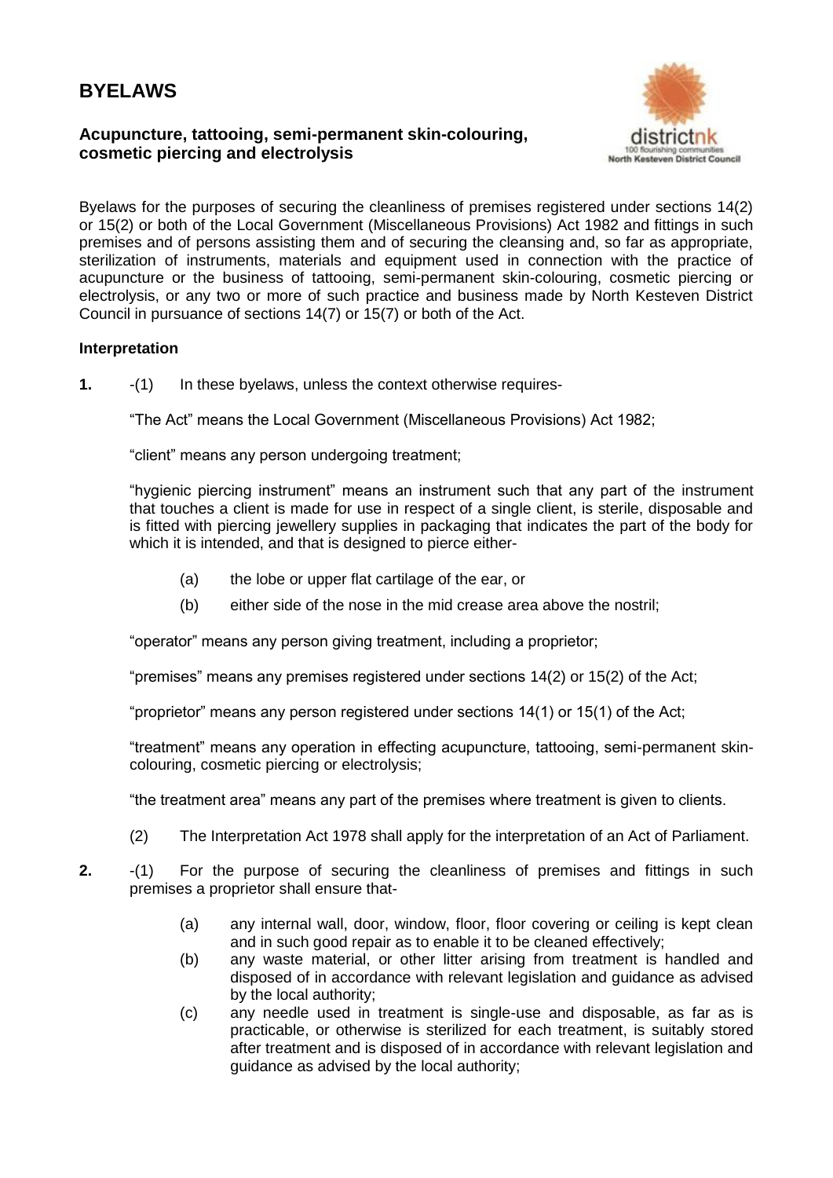# BYELAWS

### Acupuncture, tattooing, semi-permanent skin-colouring, cosmetic piercing and electrolysis

Byelaws for the purposes of securing the cleanliness of premises registered under sections 14(2) or 15(2) or both of the Local Government (Miscellaneous Provisions) Act 1982 and fittings in such premises and of persons assisting them and of securing the cleansing and, so far as appropriate, sterilization of instruments, materials and equipment used in connection with the practice of acupuncture or the business of tattooing, semi-permanent skin-colouring, cosmetic piercing or electrolysis, or any two or more of such practice and business made by North Kesteven District Council in pursuance of sections 14(7) or 15(7) or both of the Act.

**Interpretation**

**1.** -(1) In these byelaws, unless the context otherwise requires-

"The Act" means the Local Government (Miscellaneous Provisions) Act 1982;

"client" means any person undergoing treatment;

"hygienic piercing instrument" means an instrument such that any part of the instrument that touches a client is made for use in respect of a single client, is sterile, disposable and is fitted with piercing jewellery supplies in packaging that indicates the part of the body for which it is intended, and that is designed to pierce either-

- (a) the lobe or upper flat cartilage of the ear, or
- (b) either side of the nose in the mid crease area above the nostril;

"operator" means any person giving treatment, including a proprietor;

"premises" means any premises registered under sections 14(2) or 15(2) of the Act;

"proprietor" means any person registered under sections 14(1) or 15(1) of the Act;

"treatment" means any operation in effecting acupuncture, tattooing, semi-permanent skin-colouring, cosmetic piercing or electrolysis;

"the treatment area" means any part of the premises where treatment is given to clients.

(2) The Interpretation Act 1978 shall apply for the interpretation of an Act of Parliament.

**2.** -(1) For the purpose of securing the cleanliness of premises and fittings in such premises a proprietor shall ensure that-

- (a) any internal wall, door, window, floor, floor covering or ceiling is kept clean and in such good repair as to enable it to be cleaned effectively;
- (b) any waste material, or other litter arising from treatment is handled and disposed of in accordance with relevant legislation and guidance as advised by the local authority;
- (c) any needle used in treatment is single-use and disposable, as far as is practicable, or otherwise is sterilized for each treatment, is suitably stored after treatment and is disposed of in accordance with relevant legislation and guidance as advised by the local authority;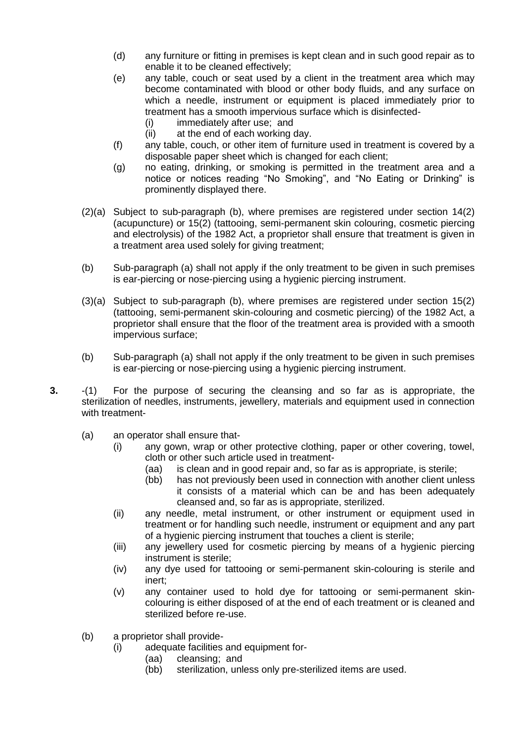(d) any furniture or fitting in premises is kept clean and in such good repair as to enable it to be cleaned effectively;

(e) any table, couch or seat used by a client in the treatment area which may become contaminated with blood or other body fluids, and any surface on which a needle, instrument or equipment is placed immediately prior to treatment has a smooth impervious surface which is disinfected-
   - (i) immediately after use; and
   - (ii) at the end of each working day.

(f) any table, couch, or other item of furniture used in treatment is covered by a disposable paper sheet which is changed for each client;

(g) no eating, drinking, or smoking is permitted in the treatment area and a notice or notices reading "No Smoking", and "No Eating or Drinking" is prominently displayed there.

(2)(a) Subject to sub-paragraph (b), where premises are registered under section 14(2) (acupuncture) or 15(2) (tattooing, semi-permanent skin colouring, cosmetic piercing and electrolysis) of the 1982 Act, a proprietor shall ensure that treatment is given in a treatment area used solely for giving treatment;

(b) Sub-paragraph (a) shall not apply if the only treatment to be given in such premises is ear-piercing or nose-piercing using a hygienic piercing instrument.

(3)(a) Subject to sub-paragraph (b), where premises are registered under section 15(2) (tattooing, semi-permanent skin-colouring and cosmetic piercing) of the 1982 Act, a proprietor shall ensure that the floor of the treatment area is provided with a smooth impervious surface;

(b) Sub-paragraph (a) shall not apply if the only treatment to be given in such premises is ear-piercing or nose-piercing using a hygienic piercing instrument.

**3.** -(1) For the purpose of securing the cleansing and so far as is appropriate, the sterilization of needles, instruments, jewellery, materials and equipment used in connection with treatment-

(a) an operator shall ensure that-
   - (i) any gown, wrap or other protective clothing, paper or other covering, towel, cloth or other such article used in treatment-
     - (aa) is clean and in good repair and, so far as is appropriate, is sterile;
     - (bb) has not previously been used in connection with another client unless it consists of a material which can be and has been adequately cleansed and, so far as is appropriate, sterilized.
   - (ii) any needle, metal instrument, or other instrument or equipment used in treatment or for handling such needle, instrument or equipment and any part of a hygienic piercing instrument that touches a client is sterile;
   - (iii) any jewellery used for cosmetic piercing by means of a hygienic piercing instrument is sterile;
   - (iv) any dye used for tattooing or semi-permanent skin-colouring is sterile and inert;
   - (v) any container used to hold dye for tattooing or semi-permanent skin-colouring is either disposed of at the end of each treatment or is cleaned and sterilized before re-use.

(b) a proprietor shall provide-
   - (i) adequate facilities and equipment for-
     - (aa) cleansing; and
     - (bb) sterilization, unless only pre-sterilized items are used.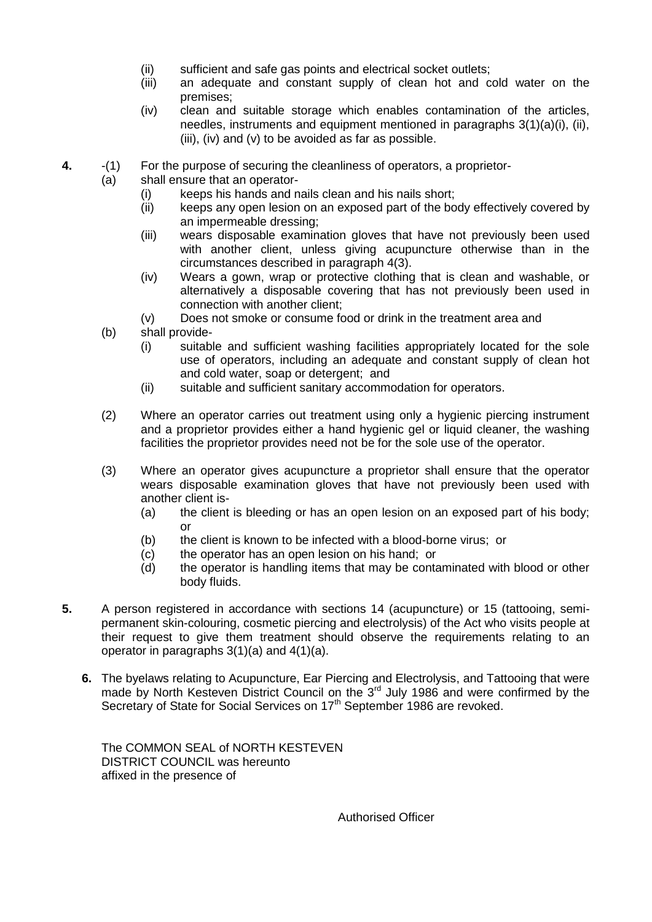(ii) sufficient and safe gas points and electrical socket outlets;

(iii) an adequate and constant supply of clean hot and cold water on the premises;

(iv) clean and suitable storage which enables contamination of the articles, needles, instruments and equipment mentioned in paragraphs 3(1)(a)(i), (ii), (iii), (iv) and (v) to be avoided as far as possible.

**4.** -(1) For the purpose of securing the cleanliness of operators, a proprietor-

(a) shall ensure that an operator-

(i) keeps his hands and nails clean and his nails short;

(ii) keeps any open lesion on an exposed part of the body effectively covered by an impermeable dressing;

(iii) wears disposable examination gloves that have not previously been used with another client, unless giving acupuncture otherwise than in the circumstances described in paragraph 4(3).

(iv) Wears a gown, wrap or protective clothing that is clean and washable, or alternatively a disposable covering that has not previously been used in connection with another client;

(v) Does not smoke or consume food or drink in the treatment area and

(b) shall provide-

(i) suitable and sufficient washing facilities appropriately located for the sole use of operators, including an adequate and constant supply of clean hot and cold water, soap or detergent; and

(ii) suitable and sufficient sanitary accommodation for operators.

(2) Where an operator carries out treatment using only a hygienic piercing instrument and a proprietor provides either a hand hygienic gel or liquid cleaner, the washing facilities the proprietor provides need not be for the sole use of the operator.

(3) Where an operator gives acupuncture a proprietor shall ensure that the operator wears disposable examination gloves that have not previously been used with another client is-

(a) the client is bleeding or has an open lesion on an exposed part of his body; or

(b) the client is known to be infected with a blood-borne virus; or

(c) the operator has an open lesion on his hand; or

(d) the operator is handling items that may be contaminated with blood or other body fluids.

**5.** A person registered in accordance with sections 14 (acupuncture) or 15 (tattooing, semi-permanent skin-colouring, cosmetic piercing and electrolysis) of the Act who visits people at their request to give them treatment should observe the requirements relating to an operator in paragraphs 3(1)(a) and 4(1)(a).

**6.** The byelaws relating to Acupuncture, Ear Piercing and Electrolysis, and Tattooing that were made by North Kesteven District Council on the 3rd July 1986 and were confirmed by the Secretary of State for Social Services on 17th September 1986 are revoked.

The COMMON SEAL of NORTH KESTEVEN DISTRICT COUNCIL was hereunto affixed in the presence of

Authorised Officer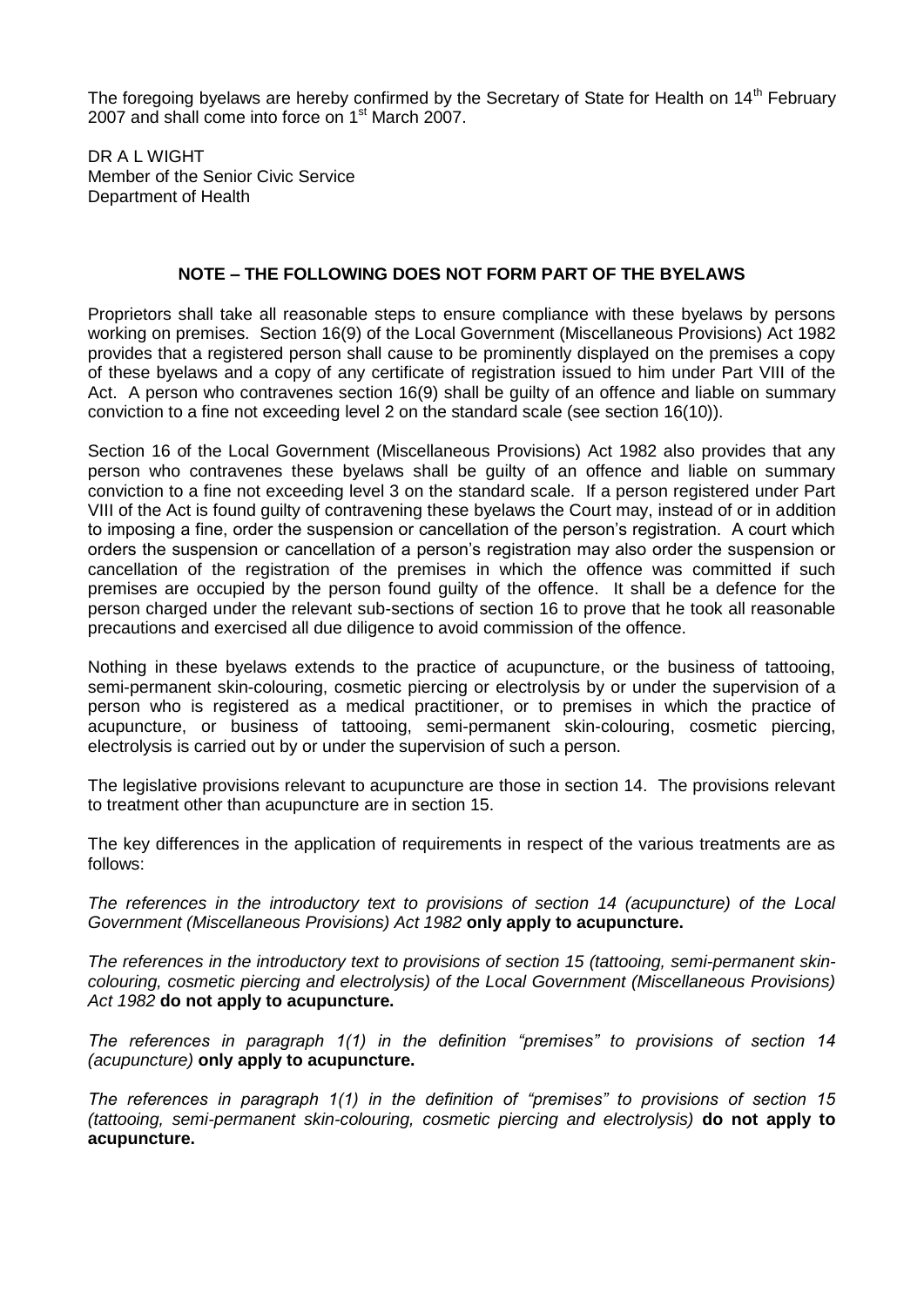The foregoing byelaws are hereby confirmed by the Secretary of State for Health on 14th February 2007 and shall come into force on 1st March 2007.

DR A L WIGHT
Member of the Senior Civic Service
Department of Health

**NOTE – THE FOLLOWING DOES NOT FORM PART OF THE BYELAWS**

Proprietors shall take all reasonable steps to ensure compliance with these byelaws by persons working on premises. Section 16(9) of the Local Government (Miscellaneous Provisions) Act 1982 provides that a registered person shall cause to be prominently displayed on the premises a copy of these byelaws and a copy of any certificate of registration issued to him under Part VIII of the Act. A person who contravenes section 16(9) shall be guilty of an offence and liable on summary conviction to a fine not exceeding level 2 on the standard scale (see section 16(10)).

Section 16 of the Local Government (Miscellaneous Provisions) Act 1982 also provides that any person who contravenes these byelaws shall be guilty of an offence and liable on summary conviction to a fine not exceeding level 3 on the standard scale. If a person registered under Part VIII of the Act is found guilty of contravening these byelaws the Court may, instead of or in addition to imposing a fine, order the suspension or cancellation of the person's registration. A court which orders the suspension or cancellation of a person's registration may also order the suspension or cancellation of the registration of the premises in which the offence was committed if such premises are occupied by the person found guilty of the offence. It shall be a defence for the person charged under the relevant sub-sections of section 16 to prove that he took all reasonable precautions and exercised all due diligence to avoid commission of the offence.

Nothing in these byelaws extends to the practice of acupuncture, or the business of tattooing, semi-permanent skin-colouring, cosmetic piercing or electrolysis by or under the supervision of a person who is registered as a medical practitioner, or to premises in which the practice of acupuncture, or business of tattooing, semi-permanent skin-colouring, cosmetic piercing, electrolysis is carried out by or under the supervision of such a person.

The legislative provisions relevant to acupuncture are those in section 14. The provisions relevant to treatment other than acupuncture are in section 15.

The key differences in the application of requirements in respect of the various treatments are as follows:

*The references in the introductory text to provisions of section 14 (acupuncture) of the Local Government (Miscellaneous Provisions) Act 1982* **only apply to acupuncture.**

*The references in the introductory text to provisions of section 15 (tattooing, semi-permanent skin-colouring, cosmetic piercing and electrolysis) of the Local Government (Miscellaneous Provisions) Act 1982* **do not apply to acupuncture.**

*The references in paragraph 1(1) in the definition "premises" to provisions of section 14 (acupuncture)* **only apply to acupuncture.**

*The references in paragraph 1(1) in the definition of "premises" to provisions of section 15 (tattooing, semi-permanent skin-colouring, cosmetic piercing and electrolysis)* **do not apply to acupuncture.**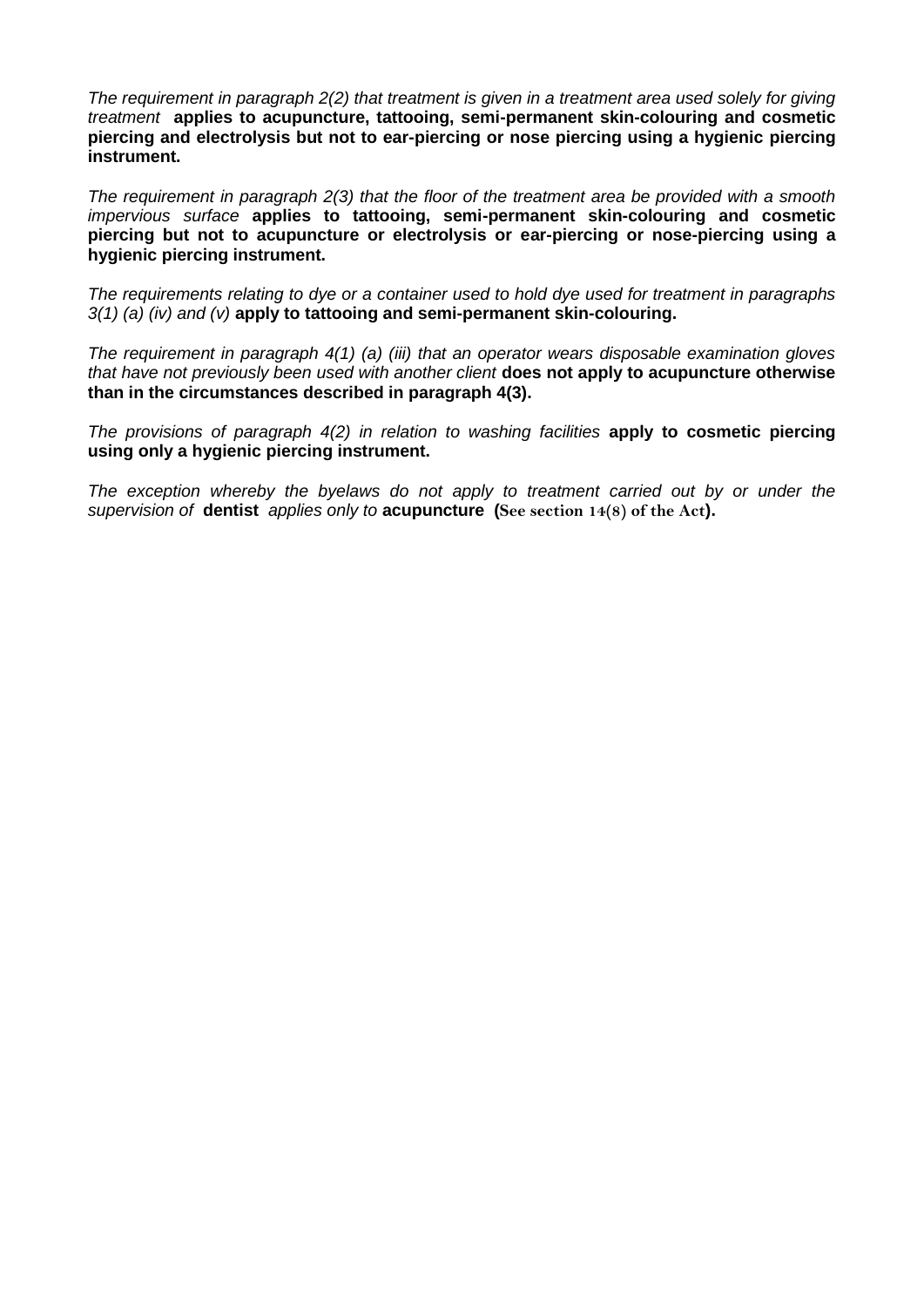*The requirement in paragraph 2(2) that treatment is given in a treatment area used solely for giving treatment* **applies to acupuncture, tattooing, semi-permanent skin-colouring and cosmetic piercing and electrolysis but not to ear-piercing or nose piercing using a hygienic piercing instrument.**

*The requirement in paragraph 2(3) that the floor of the treatment area be provided with a smooth impervious surface* **applies to tattooing, semi-permanent skin-colouring and cosmetic piercing but not to acupuncture or electrolysis or ear-piercing or nose-piercing using a hygienic piercing instrument.**

*The requirements relating to dye or a container used to hold dye used for treatment in paragraphs 3(1) (a) (iv) and (v)* **apply to tattooing and semi-permanent skin-colouring.**

*The requirement in paragraph 4(1) (a) (iii) that an operator wears disposable examination gloves that have not previously been used with another client* **does not apply to acupuncture otherwise than in the circumstances described in paragraph 4(3).**

*The provisions of paragraph 4(2) in relation to washing facilities* **apply to cosmetic piercing using only a hygienic piercing instrument.**

*The exception whereby the byelaws do not apply to treatment carried out by or under the supervision of* **dentist** *applies only to* **acupuncture (See section 14(8) of the Act).**